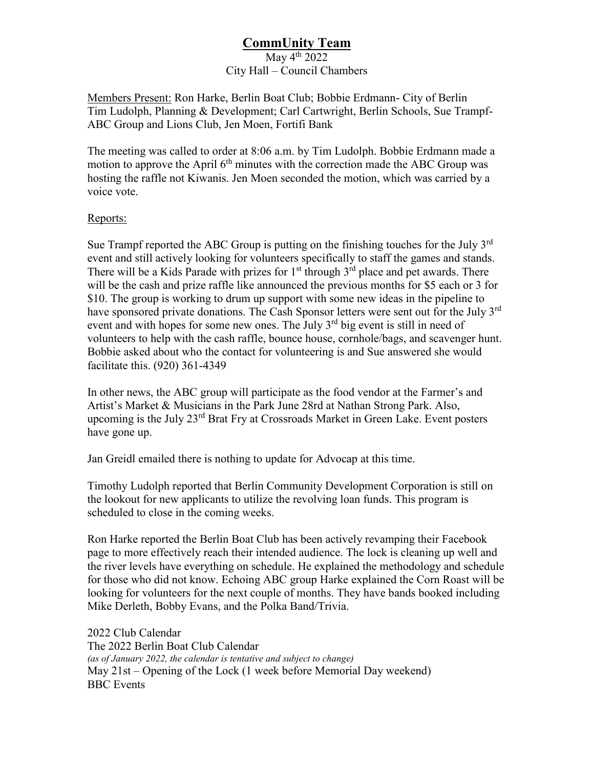# **CommUnity Team**

May 4th 2022
City Hall – Council Chambers

Members Present: Ron Harke, Berlin Boat Club; Bobbie Erdmann- City of Berlin Tim Ludolph, Planning & Development; Carl Cartwright, Berlin Schools, Sue Trampf-ABC Group and Lions Club, Jen Moen, Fortifi Bank

The meeting was called to order at 8:06 a.m. by Tim Ludolph. Bobbie Erdmann made a motion to approve the April 6th minutes with the correction made the ABC Group was hosting the raffle not Kiwanis. Jen Moen seconded the motion, which was carried by a voice vote.

Reports:

Sue Trampf reported the ABC Group is putting on the finishing touches for the July 3rd event and still actively looking for volunteers specifically to staff the games and stands. There will be a Kids Parade with prizes for 1st through 3rd place and pet awards. There will be the cash and prize raffle like announced the previous months for $5 each or 3 for $10. The group is working to drum up support with some new ideas in the pipeline to have sponsored private donations. The Cash Sponsor letters were sent out for the July 3rd event and with hopes for some new ones. The July 3rd big event is still in need of volunteers to help with the cash raffle, bounce house, cornhole/bags, and scavenger hunt. Bobbie asked about who the contact for volunteering is and Sue answered she would facilitate this. (920) 361-4349

In other news, the ABC group will participate as the food vendor at the Farmer's and Artist's Market & Musicians in the Park June 28rd at Nathan Strong Park. Also, upcoming is the July 23rd Brat Fry at Crossroads Market in Green Lake. Event posters have gone up.

Jan Greidl emailed there is nothing to update for Advocap at this time.

Timothy Ludolph reported that Berlin Community Development Corporation is still on the lookout for new applicants to utilize the revolving loan funds. This program is scheduled to close in the coming weeks.

Ron Harke reported the Berlin Boat Club has been actively revamping their Facebook page to more effectively reach their intended audience. The lock is cleaning up well and the river levels have everything on schedule. He explained the methodology and schedule for those who did not know. Echoing ABC group Harke explained the Corn Roast will be looking for volunteers for the next couple of months. They have bands booked including Mike Derleth, Bobby Evans, and the Polka Band/Trivia.

2022 Club Calendar
The 2022 Berlin Boat Club Calendar
*(as of January 2022, the calendar is tentative and subject to change)*
May 21st – Opening of the Lock (1 week before Memorial Day weekend)
BBC Events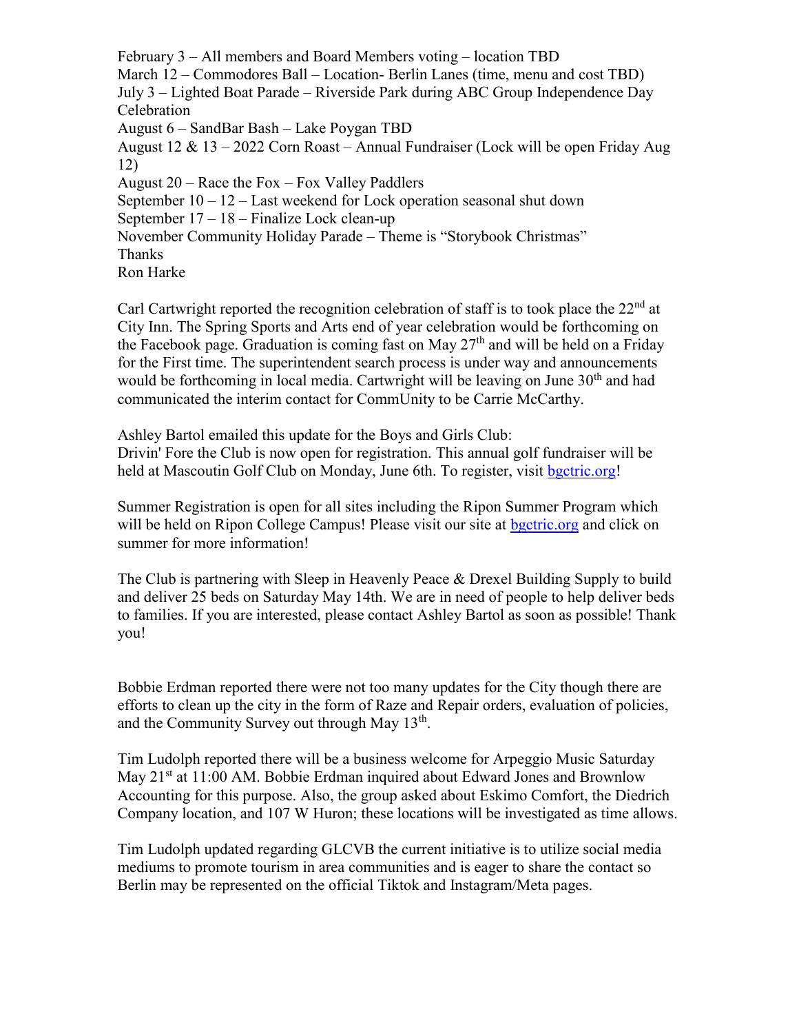February 3 – All members and Board Members voting – location TBD
March 12 – Commodores Ball – Location- Berlin Lanes (time, menu and cost TBD)
July 3 – Lighted Boat Parade – Riverside Park during ABC Group Independence Day Celebration
August 6 – SandBar Bash – Lake Poygan TBD
August 12 & 13 – 2022 Corn Roast – Annual Fundraiser (Lock will be open Friday Aug 12)
August 20 – Race the Fox – Fox Valley Paddlers
September 10 – 12 – Last weekend for Lock operation seasonal shut down
September 17 – 18 – Finalize Lock clean-up
November Community Holiday Parade – Theme is "Storybook Christmas"
Thanks
Ron Harke

Carl Cartwright reported the recognition celebration of staff is to took place the 22nd at City Inn. The Spring Sports and Arts end of year celebration would be forthcoming on the Facebook page. Graduation is coming fast on May 27th and will be held on a Friday for the First time. The superintendent search process is under way and announcements would be forthcoming in local media. Cartwright will be leaving on June 30th and had communicated the interim contact for CommUnity to be Carrie McCarthy.

Ashley Bartol emailed this update for the Boys and Girls Club:
Drivin' Fore the Club is now open for registration. This annual golf fundraiser will be held at Mascoutin Golf Club on Monday, June 6th. To register, visit bgctric.org!

Summer Registration is open for all sites including the Ripon Summer Program which will be held on Ripon College Campus! Please visit our site at bgctric.org and click on summer for more information!

The Club is partnering with Sleep in Heavenly Peace & Drexel Building Supply to build and deliver 25 beds on Saturday May 14th. We are in need of people to help deliver beds to families. If you are interested, please contact Ashley Bartol as soon as possible! Thank you!

Bobbie Erdman reported there were not too many updates for the City though there are efforts to clean up the city in the form of Raze and Repair orders, evaluation of policies, and the Community Survey out through May 13th.

Tim Ludolph reported there will be a business welcome for Arpeggio Music Saturday May 21st at 11:00 AM. Bobbie Erdman inquired about Edward Jones and Brownlow Accounting for this purpose. Also, the group asked about Eskimo Comfort, the Diedrich Company location, and 107 W Huron; these locations will be investigated as time allows.

Tim Ludolph updated regarding GLCVB the current initiative is to utilize social media mediums to promote tourism in area communities and is eager to share the contact so Berlin may be represented on the official Tiktok and Instagram/Meta pages.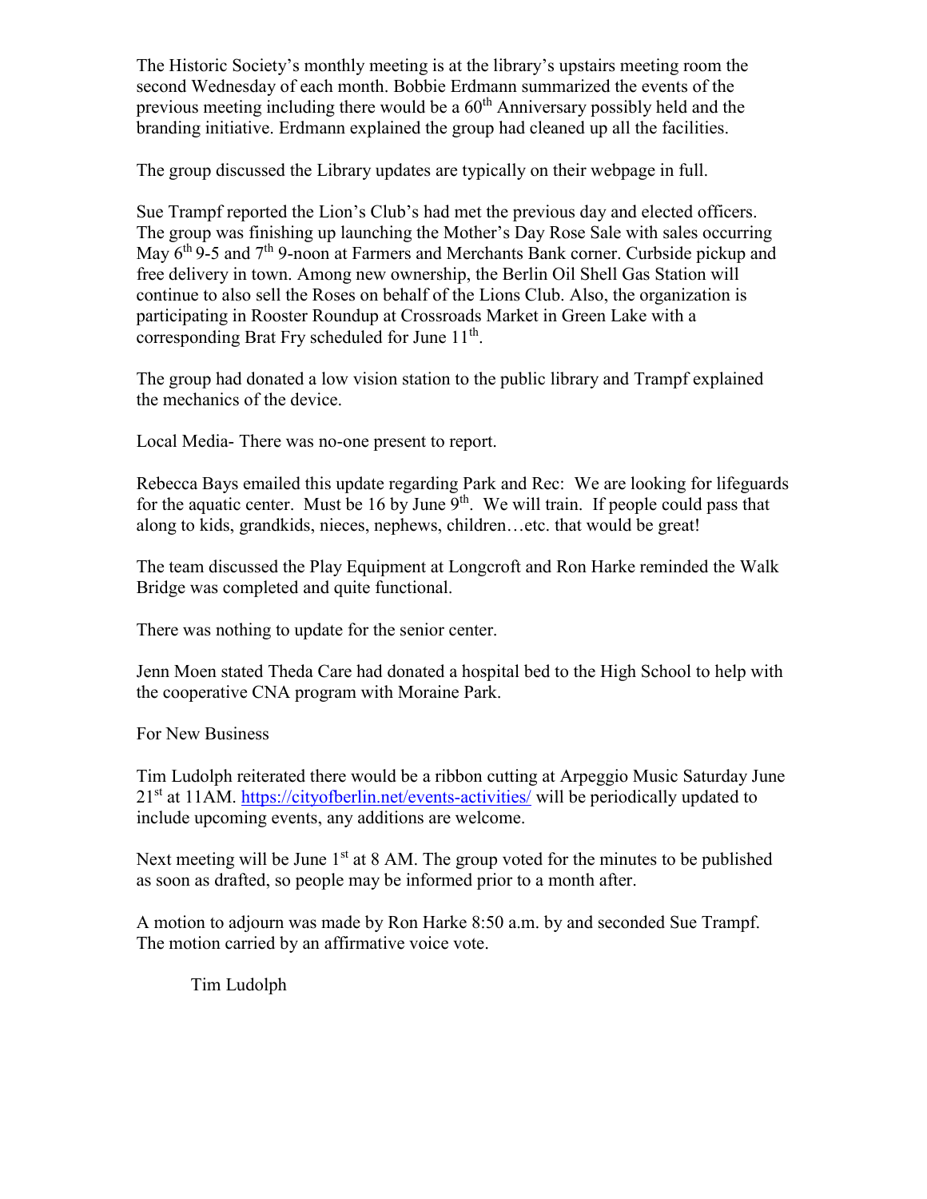The Historic Society's monthly meeting is at the library's upstairs meeting room the second Wednesday of each month. Bobbie Erdmann summarized the events of the previous meeting including there would be a 60th Anniversary possibly held and the branding initiative. Erdmann explained the group had cleaned up all the facilities.

The group discussed the Library updates are typically on their webpage in full.

Sue Trampf reported the Lion's Club's had met the previous day and elected officers. The group was finishing up launching the Mother's Day Rose Sale with sales occurring May 6th 9-5 and 7th 9-noon at Farmers and Merchants Bank corner. Curbside pickup and free delivery in town. Among new ownership, the Berlin Oil Shell Gas Station will continue to also sell the Roses on behalf of the Lions Club. Also, the organization is participating in Rooster Roundup at Crossroads Market in Green Lake with a corresponding Brat Fry scheduled for June 11th.

The group had donated a low vision station to the public library and Trampf explained the mechanics of the device.

Local Media- There was no-one present to report.

Rebecca Bays emailed this update regarding Park and Rec: We are looking for lifeguards for the aquatic center. Must be 16 by June 9th. We will train. If people could pass that along to kids, grandkids, nieces, nephews, children…etc. that would be great!

The team discussed the Play Equipment at Longcroft and Ron Harke reminded the Walk Bridge was completed and quite functional.

There was nothing to update for the senior center.

Jenn Moen stated Theda Care had donated a hospital bed to the High School to help with the cooperative CNA program with Moraine Park.

For New Business

Tim Ludolph reiterated there would be a ribbon cutting at Arpeggio Music Saturday June 21st at 11AM. https://cityofberlin.net/events-activities/ will be periodically updated to include upcoming events, any additions are welcome.

Next meeting will be June 1st at 8 AM. The group voted for the minutes to be published as soon as drafted, so people may be informed prior to a month after.

A motion to adjourn was made by Ron Harke 8:50 a.m. by and seconded Sue Trampf. The motion carried by an affirmative voice vote.

Tim Ludolph